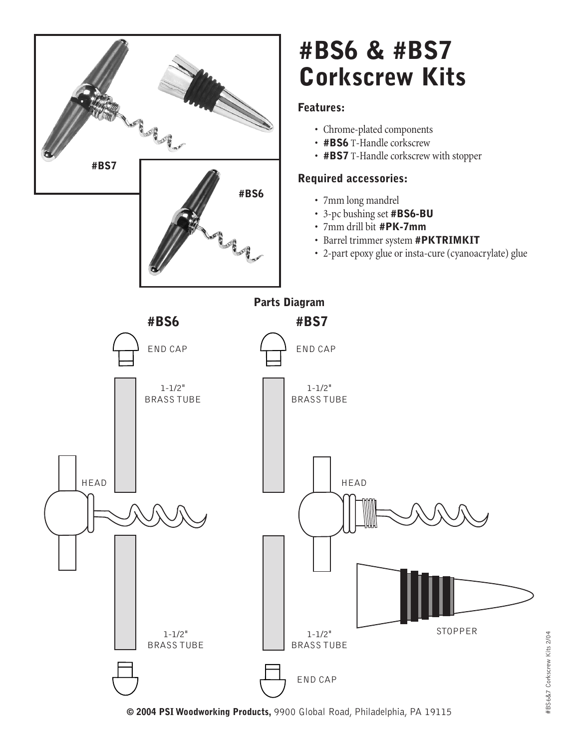# #BS6 & #BS7 Corkscrew Kits

### Features:

- Chrome-plated components
- **#BS6** T-Handle corkscrew
- **#BS7** T-Handle corkscrew with stopper

### Required accessories:

- 7mm long mandrel
- 3-pc bushing set **#BS6-BU**
- 7mm drill bit **#PK-7mm**
- Barrel trimmer system **#PKTRIMKIT**
- 2-part epoxy glue or insta-cure (cyanoacrylate) glue

## Parts Diagram

### #BS6

- END CAP
- 1-1/2" BRASS TUBE
- HEAD
- 1-1/2" BRASS TUBE

### #BS7

- END CAP
- 1-1/2" BRASS TUBE
- HEAD
- STOPPER
- 1-1/2" BRASS TUBE
- END CAP

**© 2004 PSI Woodworking Products,** 9900 Global Road, Philadelphia, PA 19115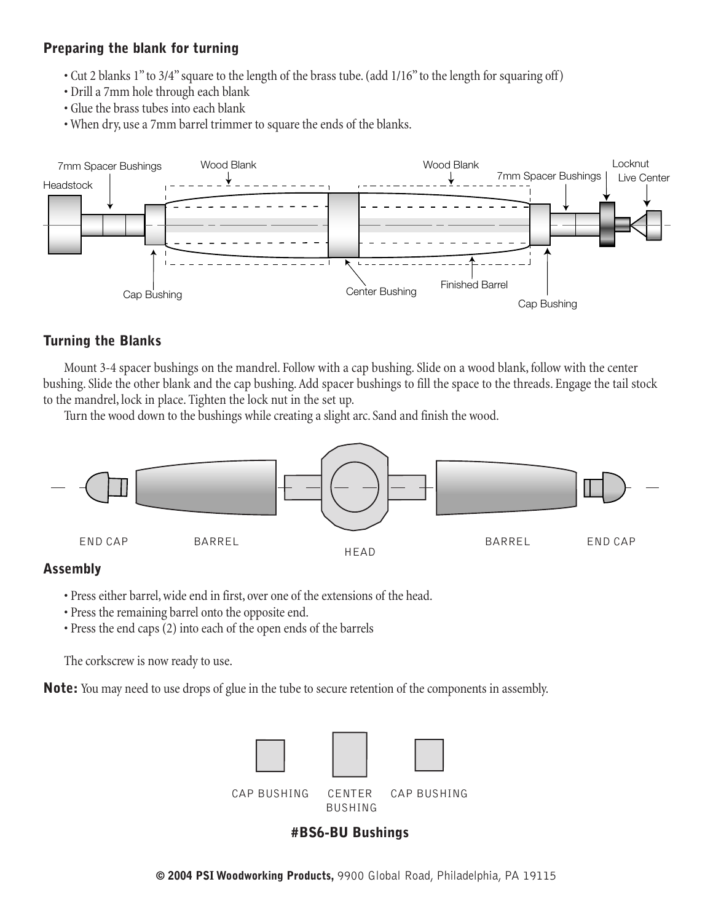## Preparing the blank for turning

- Cut 2 blanks 1" to 3/4" square to the length of the brass tube. (add 1/16" to the length for squaring off)
- Drill a 7mm hole through each blank
- Glue the brass tubes into each blank
- When dry, use a 7mm barrel trimmer to square the ends of the blanks.

7mm Spacer Bushings
Headstock
Wood Blank
Wood Blank
7mm Spacer Bushings
Locknut
Live Center
Cap Bushing
Center Bushing
Finished Barrel
Cap Bushing

## Turning the Blanks

Mount 3-4 spacer bushings on the mandrel. Follow with a cap bushing. Slide on a wood blank, follow with the center bushing. Slide the other blank and the cap bushing. Add spacer bushings to fill the space to the threads. Engage the tail stock to the mandrel, lock in place. Tighten the lock nut in the set up.

Turn the wood down to the bushings while creating a slight arc. Sand and finish the wood.

END CAP
BARREL
HEAD
BARREL
END CAP

## Assembly

- Press either barrel, wide end in first, over one of the extensions of the head.
- Press the remaining barrel onto the opposite end.
- Press the end caps (2) into each of the open ends of the barrels

The corkscrew is now ready to use.

**Note:** You may need to use drops of glue in the tube to secure retention of the components in assembly.

CAP BUSHING
CENTER BUSHING
CAP BUSHING

**#BS6-BU Bushings**

**© 2004 PSI Woodworking Products,** 9900 Global Road, Philadelphia, PA 19115